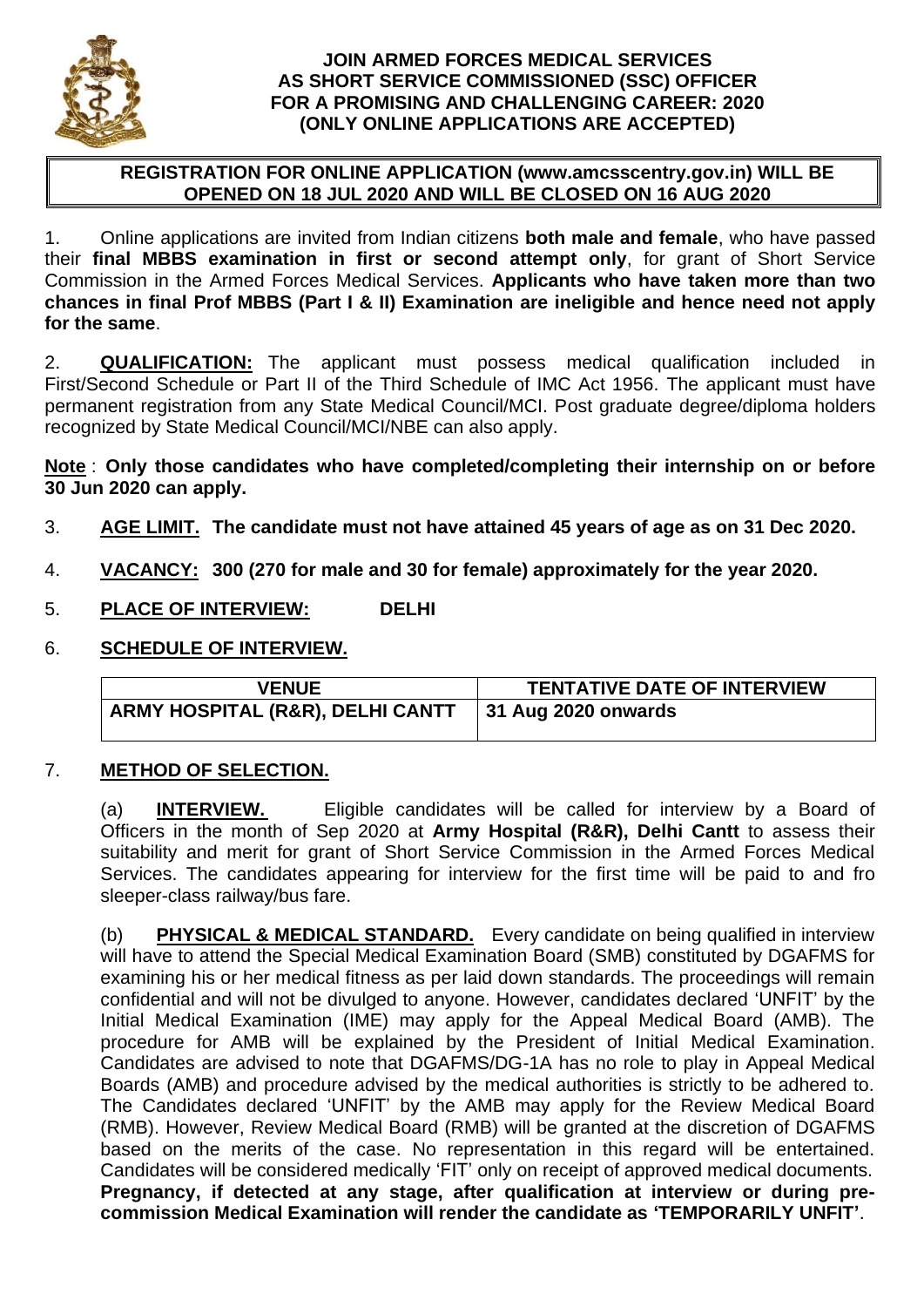# JOIN ARMED FORCES MEDICAL SERVICES AS SHORT SERVICE COMMISSIONED (SSC) OFFICER FOR A PROMISING AND CHALLENGING CAREER: 2020 (ONLY ONLINE APPLICATIONS ARE ACCEPTED)

**REGISTRATION FOR ONLINE APPLICATION (www.amcsscentry.gov.in) WILL BE OPENED ON 18 JUL 2020 AND WILL BE CLOSED ON 16 AUG 2020**

1. Online applications are invited from Indian citizens **both male and female**, who have passed their **final MBBS examination in first or second attempt only**, for grant of Short Service Commission in the Armed Forces Medical Services. **Applicants who have taken more than two chances in final Prof MBBS (Part I & II) Examination are ineligible and hence need not apply for the same**.

2. **QUALIFICATION:** The applicant must possess medical qualification included in First/Second Schedule or Part II of the Third Schedule of IMC Act 1956. The applicant must have permanent registration from any State Medical Council/MCI. Post graduate degree/diploma holders recognized by State Medical Council/MCI/NBE can also apply.

**Note** : **Only those candidates who have completed/completing their internship on or before 30 Jun 2020 can apply.**

3. **AGE LIMIT. The candidate must not have attained 45 years of age as on 31 Dec 2020.**

4. **VACANCY: 300 (270 for male and 30 for female) approximately for the year 2020.**

5. **PLACE OF INTERVIEW: DELHI**

6. **SCHEDULE OF INTERVIEW.**

| VENUE | TENTATIVE DATE OF INTERVIEW |
|---|---|
| ARMY HOSPITAL (R&R), DELHI CANTT | 31 Aug 2020 onwards |

7. **METHOD OF SELECTION.**

(a) **INTERVIEW.** Eligible candidates will be called for interview by a Board of Officers in the month of Sep 2020 at **Army Hospital (R&R), Delhi Cantt** to assess their suitability and merit for grant of Short Service Commission in the Armed Forces Medical Services. The candidates appearing for interview for the first time will be paid to and fro sleeper-class railway/bus fare.

(b) **PHYSICAL & MEDICAL STANDARD.** Every candidate on being qualified in interview will have to attend the Special Medical Examination Board (SMB) constituted by DGAFMS for examining his or her medical fitness as per laid down standards. The proceedings will remain confidential and will not be divulged to anyone. However, candidates declared 'UNFIT' by the Initial Medical Examination (IME) may apply for the Appeal Medical Board (AMB). The procedure for AMB will be explained by the President of Initial Medical Examination. Candidates are advised to note that DGAFMS/DG-1A has no role to play in Appeal Medical Boards (AMB) and procedure advised by the medical authorities is strictly to be adhered to. The Candidates declared 'UNFIT' by the AMB may apply for the Review Medical Board (RMB). However, Review Medical Board (RMB) will be granted at the discretion of DGAFMS based on the merits of the case. No representation in this regard will be entertained. Candidates will be considered medically 'FIT' only on receipt of approved medical documents. **Pregnancy, if detected at any stage, after qualification at interview or during pre-commission Medical Examination will render the candidate as 'TEMPORARILY UNFIT'**.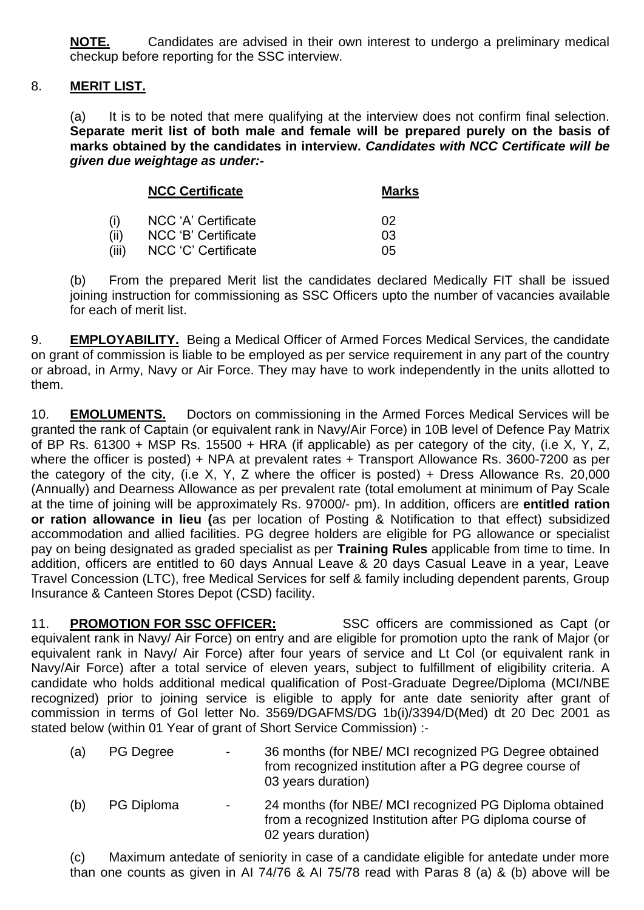**NOTE.** Candidates are advised in their own interest to undergo a preliminary medical checkup before reporting for the SSC interview.

8. **MERIT LIST.**

(a) It is to be noted that mere qualifying at the interview does not confirm final selection. **Separate merit list of both male and female will be prepared purely on the basis of marks obtained by the candidates in interview.** ***Candidates with NCC Certificate will be given due weightage as under:-***

| | NCC Certificate | Marks |
|---|---|---|
| (i) | NCC 'A' Certificate | 02 |
| (ii) | NCC 'B' Certificate | 03 |
| (iii) | NCC 'C' Certificate | 05 |

(b) From the prepared Merit list the candidates declared Medically FIT shall be issued joining instruction for commissioning as SSC Officers upto the number of vacancies available for each of merit list.

9. **EMPLOYABILITY.** Being a Medical Officer of Armed Forces Medical Services, the candidate on grant of commission is liable to be employed as per service requirement in any part of the country or abroad, in Army, Navy or Air Force. They may have to work independently in the units allotted to them.

10. **EMOLUMENTS.** Doctors on commissioning in the Armed Forces Medical Services will be granted the rank of Captain (or equivalent rank in Navy/Air Force) in 10B level of Defence Pay Matrix of BP Rs. 61300 + MSP Rs. 15500 + HRA (if applicable) as per category of the city, (i.e X, Y, Z, where the officer is posted) + NPA at prevalent rates + Transport Allowance Rs. 3600-7200 as per the category of the city, (i.e X, Y, Z where the officer is posted) + Dress Allowance Rs. 20,000 (Annually) and Dearness Allowance as per prevalent rate (total emolument at minimum of Pay Scale at the time of joining will be approximately Rs. 97000/- pm). In addition, officers are **entitled ration or ration allowance in lieu (**as per location of Posting & Notification to that effect) subsidized accommodation and allied facilities. PG degree holders are eligible for PG allowance or specialist pay on being designated as graded specialist as per **Training Rules** applicable from time to time. In addition, officers are entitled to 60 days Annual Leave & 20 days Casual Leave in a year, Leave Travel Concession (LTC), free Medical Services for self & family including dependent parents, Group Insurance & Canteen Stores Depot (CSD) facility.

11. **PROMOTION FOR SSC OFFICER:** SSC officers are commissioned as Capt (or equivalent rank in Navy/ Air Force) on entry and are eligible for promotion upto the rank of Major (or equivalent rank in Navy/ Air Force) after four years of service and Lt Col (or equivalent rank in Navy/Air Force) after a total service of eleven years, subject to fulfillment of eligibility criteria. A candidate who holds additional medical qualification of Post-Graduate Degree/Diploma (MCI/NBE recognized) prior to joining service is eligible to apply for ante date seniority after grant of commission in terms of GoI letter No. 3569/DGAFMS/DG 1b(i)/3394/D(Med) dt 20 Dec 2001 as stated below (within 01 Year of grant of Short Service Commission) :-

(a) PG Degree - 36 months (for NBE/ MCI recognized PG Degree obtained from recognized institution after a PG degree course of 03 years duration)

(b) PG Diploma - 24 months (for NBE/ MCI recognized PG Diploma obtained from a recognized Institution after PG diploma course of 02 years duration)

(c) Maximum antedate of seniority in case of a candidate eligible for antedate under more than one counts as given in AI 74/76 & AI 75/78 read with Paras 8 (a) & (b) above will be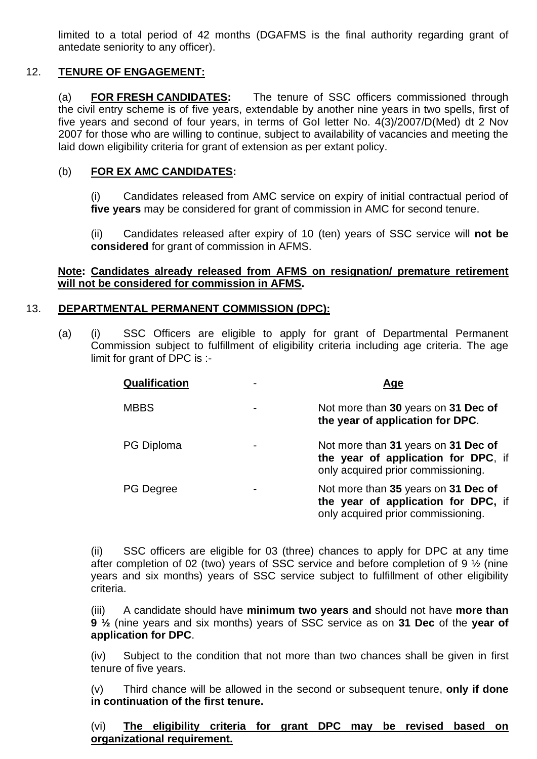limited to a total period of 42 months (DGAFMS is the final authority regarding grant of antedate seniority to any officer).

12. **TENURE OF ENGAGEMENT:**

(a) **FOR FRESH CANDIDATES:** The tenure of SSC officers commissioned through the civil entry scheme is of five years, extendable by another nine years in two spells, first of five years and second of four years, in terms of GoI letter No. 4(3)/2007/D(Med) dt 2 Nov 2007 for those who are willing to continue, subject to availability of vacancies and meeting the laid down eligibility criteria for grant of extension as per extant policy.

(b) **FOR EX AMC CANDIDATES:**

(i) Candidates released from AMC service on expiry of initial contractual period of **five years** may be considered for grant of commission in AMC for second tenure.

(ii) Candidates released after expiry of 10 (ten) years of SSC service will **not be considered** for grant of commission in AFMS.

**Note: Candidates already released from AFMS on resignation/ premature retirement will not be considered for commission in AFMS.**

13. **DEPARTMENTAL PERMANENT COMMISSION (DPC):**

(a) (i) SSC Officers are eligible to apply for grant of Departmental Permanent Commission subject to fulfillment of eligibility criteria including age criteria. The age limit for grant of DPC is :-

| Qualification | - | Age |
|---|---|---|
| MBBS | - | Not more than **30** years on **31 Dec of the year of application for DPC**. |
| PG Diploma | - | Not more than **31** years on **31 Dec of the year of application for DPC**, if only acquired prior commissioning. |
| PG Degree | - | Not more than **35** years on **31 Dec of the year of application for DPC,** if only acquired prior commissioning. |

(ii) SSC officers are eligible for 03 (three) chances to apply for DPC at any time after completion of 02 (two) years of SSC service and before completion of 9 ½ (nine years and six months) years of SSC service subject to fulfillment of other eligibility criteria.

(iii) A candidate should have **minimum two years and** should not have **more than 9 ½** (nine years and six months) years of SSC service as on **31 Dec** of the **year of application for DPC**.

(iv) Subject to the condition that not more than two chances shall be given in first tenure of five years.

(v) Third chance will be allowed in the second or subsequent tenure, **only if done in continuation of the first tenure.**

(vi) **The eligibility criteria for grant DPC may be revised based on organizational requirement.**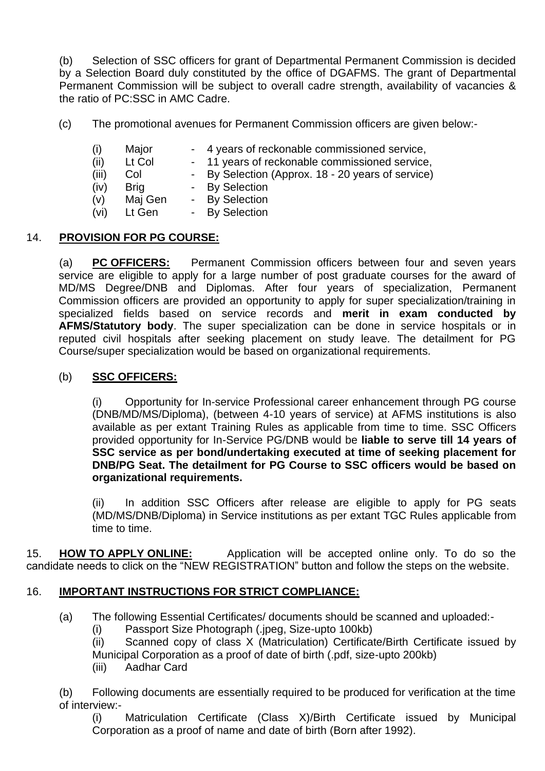(b) Selection of SSC officers for grant of Departmental Permanent Commission is decided by a Selection Board duly constituted by the office of DGAFMS. The grant of Departmental Permanent Commission will be subject to overall cadre strength, availability of vacancies & the ratio of PC:SSC in AMC Cadre.

(c) The promotional avenues for Permanent Commission officers are given below:-

(i) Major - 4 years of reckonable commissioned service,
(ii) Lt Col - 11 years of reckonable commissioned service,
(iii) Col - By Selection (Approx. 18 - 20 years of service)
(iv) Brig - By Selection
(v) Maj Gen - By Selection
(vi) Lt Gen - By Selection

14. **PROVISION FOR PG COURSE:**

(a) **PC OFFICERS:** Permanent Commission officers between four and seven years service are eligible to apply for a large number of post graduate courses for the award of MD/MS Degree/DNB and Diplomas. After four years of specialization, Permanent Commission officers are provided an opportunity to apply for super specialization/training in specialized fields based on service records and **merit in exam conducted by AFMS/Statutory body**. The super specialization can be done in service hospitals or in reputed civil hospitals after seeking placement on study leave. The detailment for PG Course/super specialization would be based on organizational requirements.

(b) **SSC OFFICERS:**

(i) Opportunity for In-service Professional career enhancement through PG course (DNB/MD/MS/Diploma), (between 4-10 years of service) at AFMS institutions is also available as per extant Training Rules as applicable from time to time. SSC Officers provided opportunity for In-Service PG/DNB would be **liable to serve till 14 years of SSC service as per bond/undertaking executed at time of seeking placement for DNB/PG Seat. The detailment for PG Course to SSC officers would be based on organizational requirements.**

(ii) In addition SSC Officers after release are eligible to apply for PG seats (MD/MS/DNB/Diploma) in Service institutions as per extant TGC Rules applicable from time to time.

15. **HOW TO APPLY ONLINE:** Application will be accepted online only. To do so the candidate needs to click on the "NEW REGISTRATION" button and follow the steps on the website.

16. **IMPORTANT INSTRUCTIONS FOR STRICT COMPLIANCE:**

(a) The following Essential Certificates/ documents should be scanned and uploaded:-
(i) Passport Size Photograph (.jpeg, Size-upto 100kb)
(ii) Scanned copy of class X (Matriculation) Certificate/Birth Certificate issued by Municipal Corporation as a proof of date of birth (.pdf, size-upto 200kb)
(iii) Aadhar Card

(b) Following documents are essentially required to be produced for verification at the time of interview:-
(i) Matriculation Certificate (Class X)/Birth Certificate issued by Municipal Corporation as a proof of name and date of birth (Born after 1992).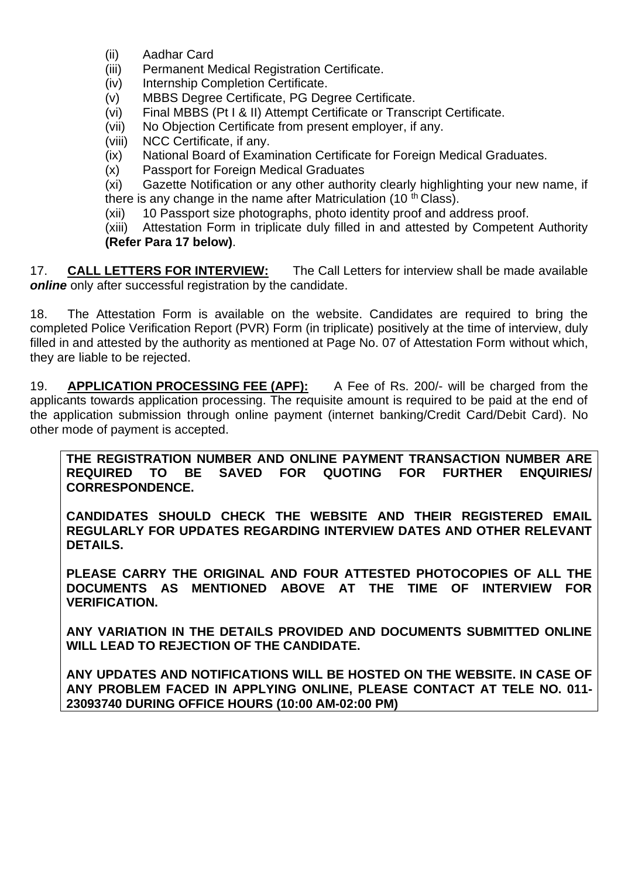(ii) Aadhar Card

(iii) Permanent Medical Registration Certificate.

(iv) Internship Completion Certificate.

(v) MBBS Degree Certificate, PG Degree Certificate.

(vi) Final MBBS (Pt I & II) Attempt Certificate or Transcript Certificate.

(vii) No Objection Certificate from present employer, if any.

(viii) NCC Certificate, if any.

(ix) National Board of Examination Certificate for Foreign Medical Graduates.

(x) Passport for Foreign Medical Graduates

(xi) Gazette Notification or any other authority clearly highlighting your new name, if there is any change in the name after Matriculation (10 th Class).

(xii) 10 Passport size photographs, photo identity proof and address proof.

(xiii) Attestation Form in triplicate duly filled in and attested by Competent Authority **(Refer Para 17 below)**.

17. **CALL LETTERS FOR INTERVIEW:** The Call Letters for interview shall be made available ***online*** only after successful registration by the candidate.

18. The Attestation Form is available on the website. Candidates are required to bring the completed Police Verification Report (PVR) Form (in triplicate) positively at the time of interview, duly filled in and attested by the authority as mentioned at Page No. 07 of Attestation Form without which, they are liable to be rejected.

19. **APPLICATION PROCESSING FEE (APF):** A Fee of Rs. 200/- will be charged from the applicants towards application processing. The requisite amount is required to be paid at the end of the application submission through online payment (internet banking/Credit Card/Debit Card). No other mode of payment is accepted.

**THE REGISTRATION NUMBER AND ONLINE PAYMENT TRANSACTION NUMBER ARE REQUIRED TO BE SAVED FOR QUOTING FOR FURTHER ENQUIRIES/ CORRESPONDENCE.**

**CANDIDATES SHOULD CHECK THE WEBSITE AND THEIR REGISTERED EMAIL REGULARLY FOR UPDATES REGARDING INTERVIEW DATES AND OTHER RELEVANT DETAILS.**

**PLEASE CARRY THE ORIGINAL AND FOUR ATTESTED PHOTOCOPIES OF ALL THE DOCUMENTS AS MENTIONED ABOVE AT THE TIME OF INTERVIEW FOR VERIFICATION.**

**ANY VARIATION IN THE DETAILS PROVIDED AND DOCUMENTS SUBMITTED ONLINE WILL LEAD TO REJECTION OF THE CANDIDATE.**

**ANY UPDATES AND NOTIFICATIONS WILL BE HOSTED ON THE WEBSITE. IN CASE OF ANY PROBLEM FACED IN APPLYING ONLINE, PLEASE CONTACT AT TELE NO. 011-23093740 DURING OFFICE HOURS (10:00 AM-02:00 PM)**